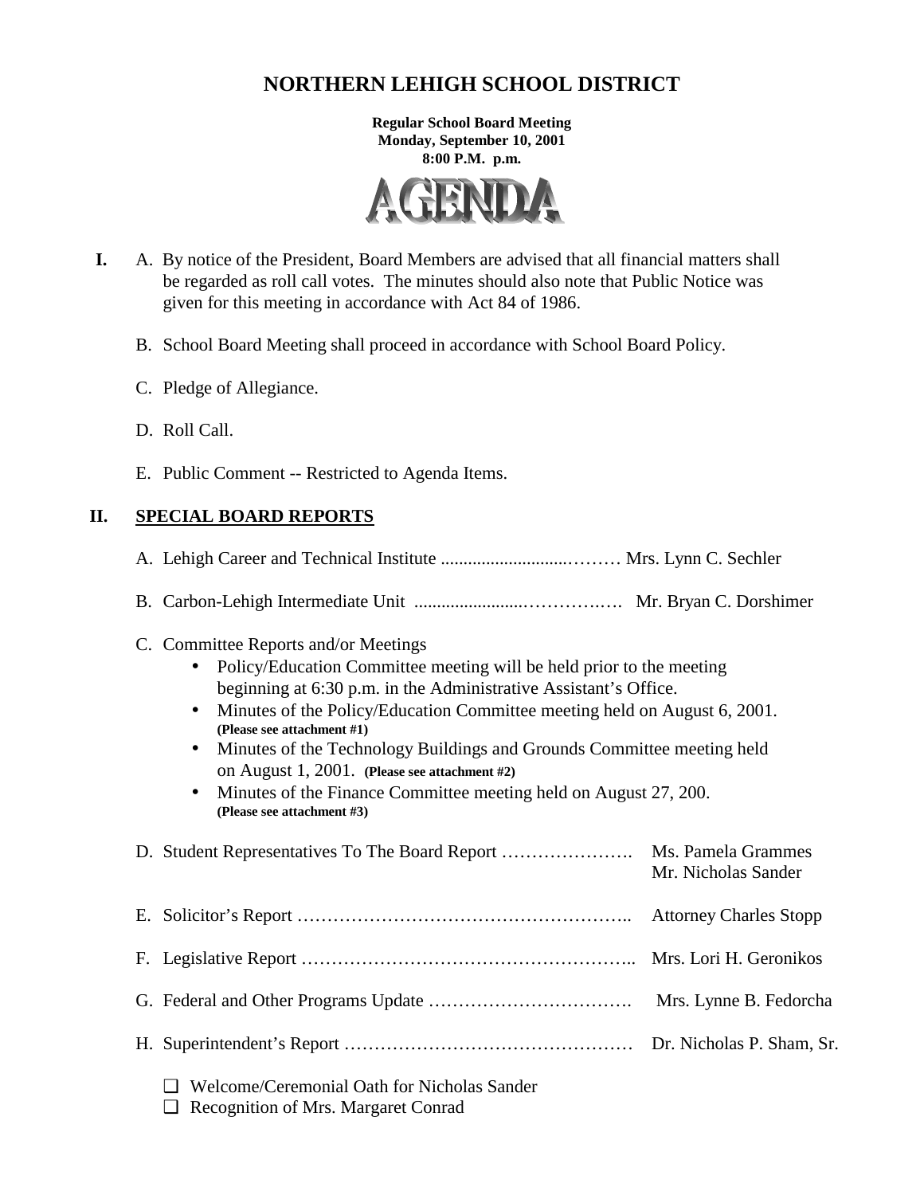# NORTHERN LEHIGH SCHOOL DISTRICT

**Regular School Board Meeting**
**Monday, September 10, 2001**
**8:00 P.M. p.m.**

**AGENDA**

**I.** A. By notice of the President, Board Members are advised that all financial matters shall be regarded as roll call votes. The minutes should also note that Public Notice was given for this meeting in accordance with Act 84 of 1986.

B. School Board Meeting shall proceed in accordance with School Board Policy.

C. Pledge of Allegiance.

D. Roll Call.

E. Public Comment -- Restricted to Agenda Items.

## II. SPECIAL BOARD REPORTS

A. Lehigh Career and Technical Institute ............................……… Mrs. Lynn C. Sechler

B. Carbon-Lehigh Intermediate Unit ........................…………….…. Mr. Bryan C. Dorshimer

C. Committee Reports and/or Meetings

- Policy/Education Committee meeting will be held prior to the meeting beginning at 6:30 p.m. in the Administrative Assistant's Office.
- Minutes of the Policy/Education Committee meeting held on August 6, 2001. **(Please see attachment #1)**
- Minutes of the Technology Buildings and Grounds Committee meeting held on August 1, 2001. **(Please see attachment #2)**
- Minutes of the Finance Committee meeting held on August 27, 200. **(Please see attachment #3)**

D. Student Representatives To The Board Report …………………. Ms. Pamela Grammes
Mr. Nicholas Sander

E. Solicitor's Report ……………………………………………….. Attorney Charles Stopp

F. Legislative Report ……………………………………………….. Mrs. Lori H. Geronikos

G. Federal and Other Programs Update ……………………………. Mrs. Lynne B. Fedorcha

H. Superintendent's Report ………………………………………… Dr. Nicholas P. Sham, Sr.

- ❑ Welcome/Ceremonial Oath for Nicholas Sander
- ❑ Recognition of Mrs. Margaret Conrad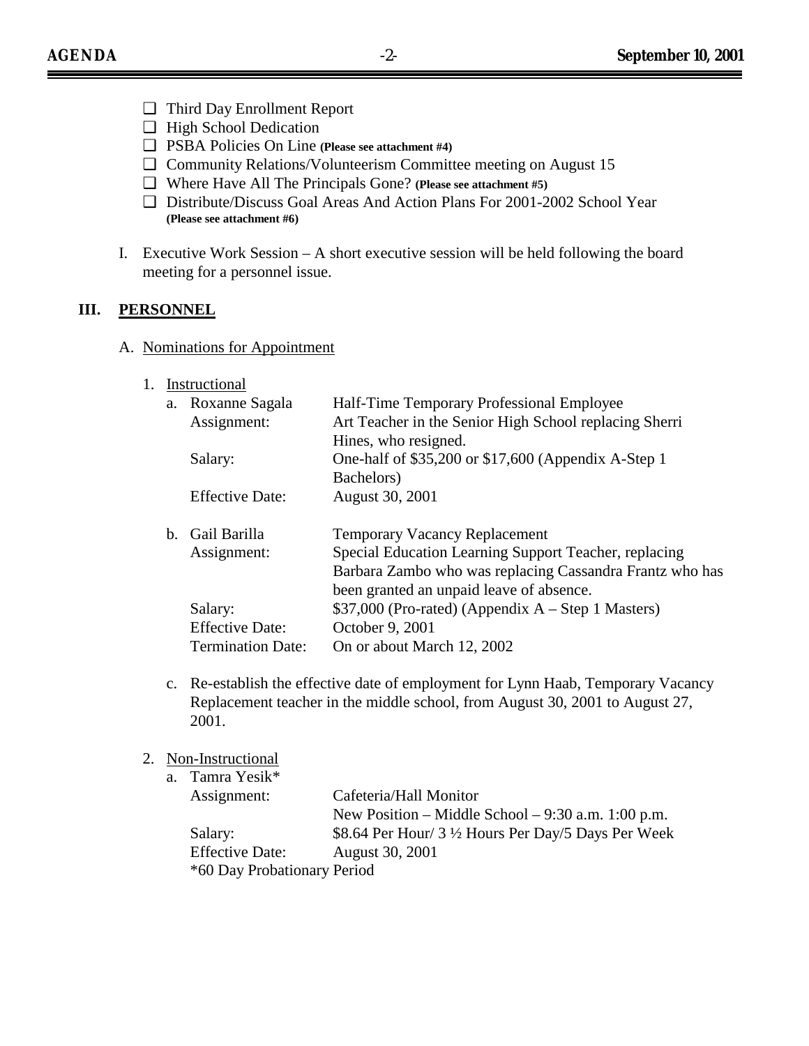- ❑ Third Day Enrollment Report
- ❑ High School Dedication
- ❑ PSBA Policies On Line **(Please see attachment #4)**
- ❑ Community Relations/Volunteerism Committee meeting on August 15
- ❑ Where Have All The Principals Gone? **(Please see attachment #5)**
- ❑ Distribute/Discuss Goal Areas And Action Plans For 2001-2002 School Year **(Please see attachment #6)**

I. Executive Work Session – A short executive session will be held following the board meeting for a personnel issue.

## III. PERSONNEL

A. Nominations for Appointment

1. Instructional

   a. Roxanne Sagala — Half-Time Temporary Professional Employee
      - Assignment: Art Teacher in the Senior High School replacing Sherri Hines, who resigned.
      - Salary: One-half of $35,200 or $17,600 (Appendix A-Step 1 Bachelors)
      - Effective Date: August 30, 2001

   b. Gail Barilla — Temporary Vacancy Replacement
      - Assignment: Special Education Learning Support Teacher, replacing Barbara Zambo who was replacing Cassandra Frantz who has been granted an unpaid leave of absence.
      - Salary: $37,000 (Pro-rated) (Appendix A – Step 1 Masters)
      - Effective Date: October 9, 2001
      - Termination Date: On or about March 12, 2002

   c. Re-establish the effective date of employment for Lynn Haab, Temporary Vacancy Replacement teacher in the middle school, from August 30, 2001 to August 27, 2001.

2. Non-Instructional

   a. Tamra Yesik*
      - Assignment: Cafeteria/Hall Monitor
        New Position – Middle School – 9:30 a.m. 1:00 p.m.
      - Salary: $8.64 Per Hour/ 3 ½ Hours Per Day/5 Days Per Week
      - Effective Date: August 30, 2001

      *60 Day Probationary Period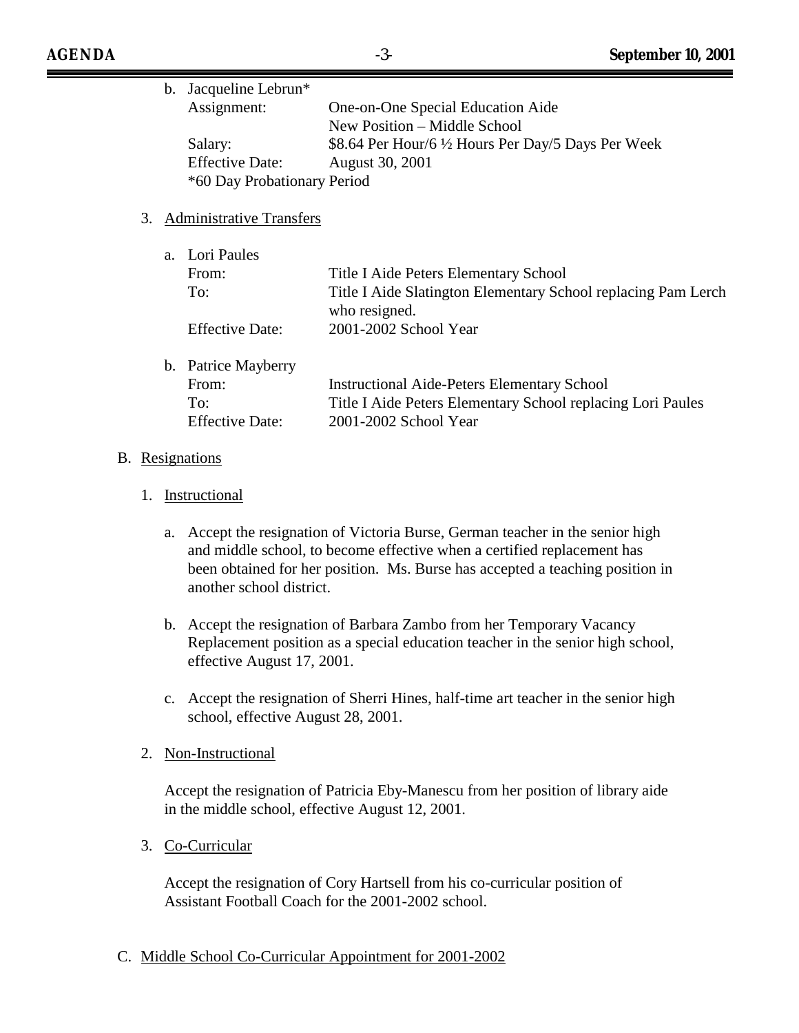b. Jacqueline Lebrun*

   Assignment: One-on-One Special Education Aide
   New Position – Middle School

   Salary: $8.64 Per Hour/6 ½ Hours Per Day/5 Days Per Week

   Effective Date: August 30, 2001

   *60 Day Probationary Period

3. Administrative Transfers

   a. Lori Paules

      From: Title I Aide Peters Elementary School

      To: Title I Aide Slatington Elementary School replacing Pam Lerch who resigned.

      Effective Date: 2001-2002 School Year

   b. Patrice Mayberry

      From: Instructional Aide-Peters Elementary School

      To: Title I Aide Peters Elementary School replacing Lori Paules

      Effective Date: 2001-2002 School Year

B. Resignations

   1. Instructional

      a. Accept the resignation of Victoria Burse, German teacher in the senior high and middle school, to become effective when a certified replacement has been obtained for her position. Ms. Burse has accepted a teaching position in another school district.

      b. Accept the resignation of Barbara Zambo from her Temporary Vacancy Replacement position as a special education teacher in the senior high school, effective August 17, 2001.

      c. Accept the resignation of Sherri Hines, half-time art teacher in the senior high school, effective August 28, 2001.

   2. Non-Instructional

      Accept the resignation of Patricia Eby-Manescu from her position of library aide in the middle school, effective August 12, 2001.

   3. Co-Curricular

      Accept the resignation of Cory Hartsell from his co-curricular position of Assistant Football Coach for the 2001-2002 school.

C. Middle School Co-Curricular Appointment for 2001-2002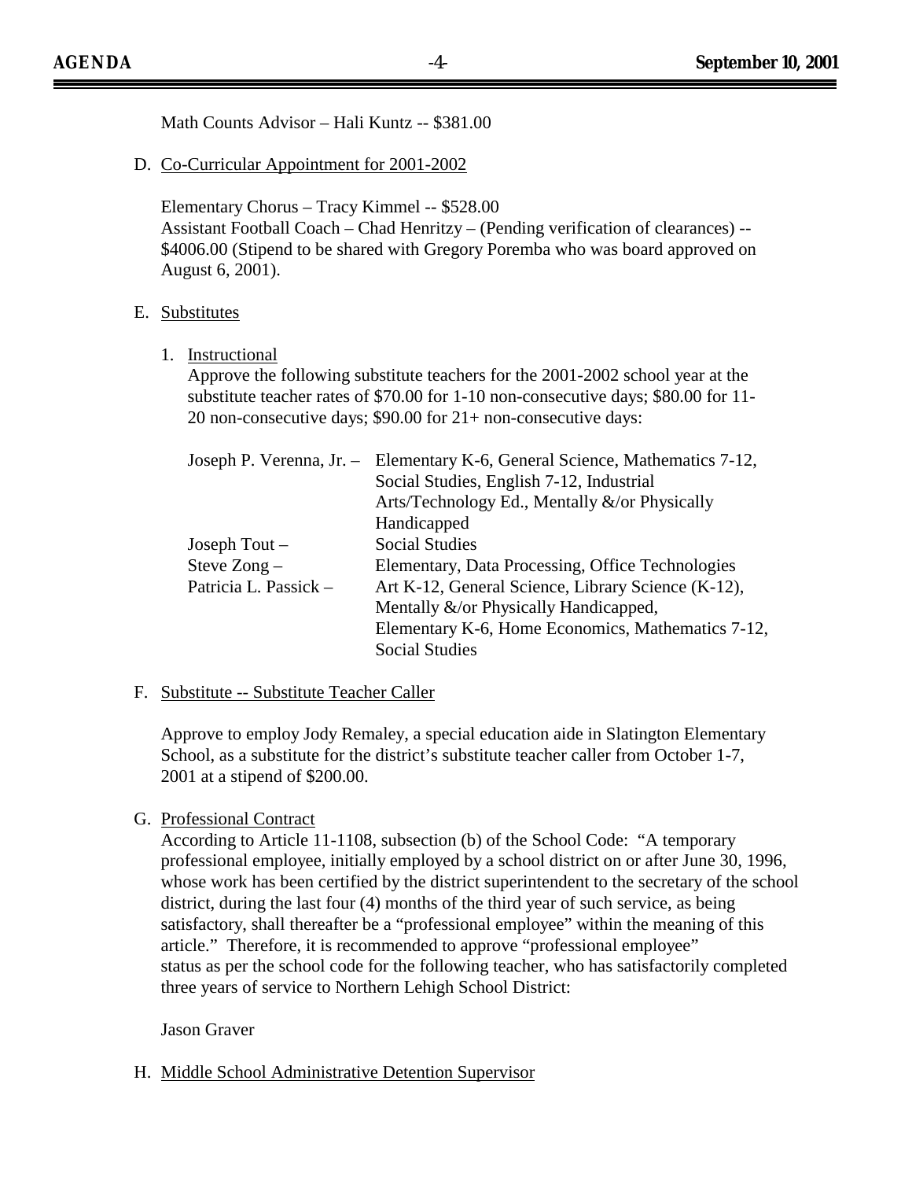Math Counts Advisor – Hali Kuntz -- $381.00

D. Co-Curricular Appointment for 2001-2002

   Elementary Chorus – Tracy Kimmel -- $528.00
   Assistant Football Coach – Chad Henritzy – (Pending verification of clearances) -- $4006.00 (Stipend to be shared with Gregory Poremba who was board approved on August 6, 2001).

E. Substitutes

   1. Instructional
      Approve the following substitute teachers for the 2001-2002 school year at the substitute teacher rates of $70.00 for 1-10 non-consecutive days; $80.00 for 11-20 non-consecutive days; $90.00 for 21+ non-consecutive days:

| | |
|---|---|
| Joseph P. Verenna, Jr. – | Elementary K-6, General Science, Mathematics 7-12, Social Studies, English 7-12, Industrial Arts/Technology Ed., Mentally &/or Physically Handicapped |
| Joseph Tout – | Social Studies |
| Steve Zong – | Elementary, Data Processing, Office Technologies |
| Patricia L. Passick – | Art K-12, General Science, Library Science (K-12), Mentally &/or Physically Handicapped, Elementary K-6, Home Economics, Mathematics 7-12, Social Studies |

F. Substitute -- Substitute Teacher Caller

   Approve to employ Jody Remaley, a special education aide in Slatington Elementary School, as a substitute for the district's substitute teacher caller from October 1-7, 2001 at a stipend of $200.00.

G. Professional Contract
   According to Article 11-1108, subsection (b) of the School Code: "A temporary professional employee, initially employed by a school district on or after June 30, 1996, whose work has been certified by the district superintendent to the secretary of the school district, during the last four (4) months of the third year of such service, as being satisfactory, shall thereafter be a "professional employee" within the meaning of this article." Therefore, it is recommended to approve "professional employee" status as per the school code for the following teacher, who has satisfactorily completed three years of service to Northern Lehigh School District:

   Jason Graver

H. Middle School Administrative Detention Supervisor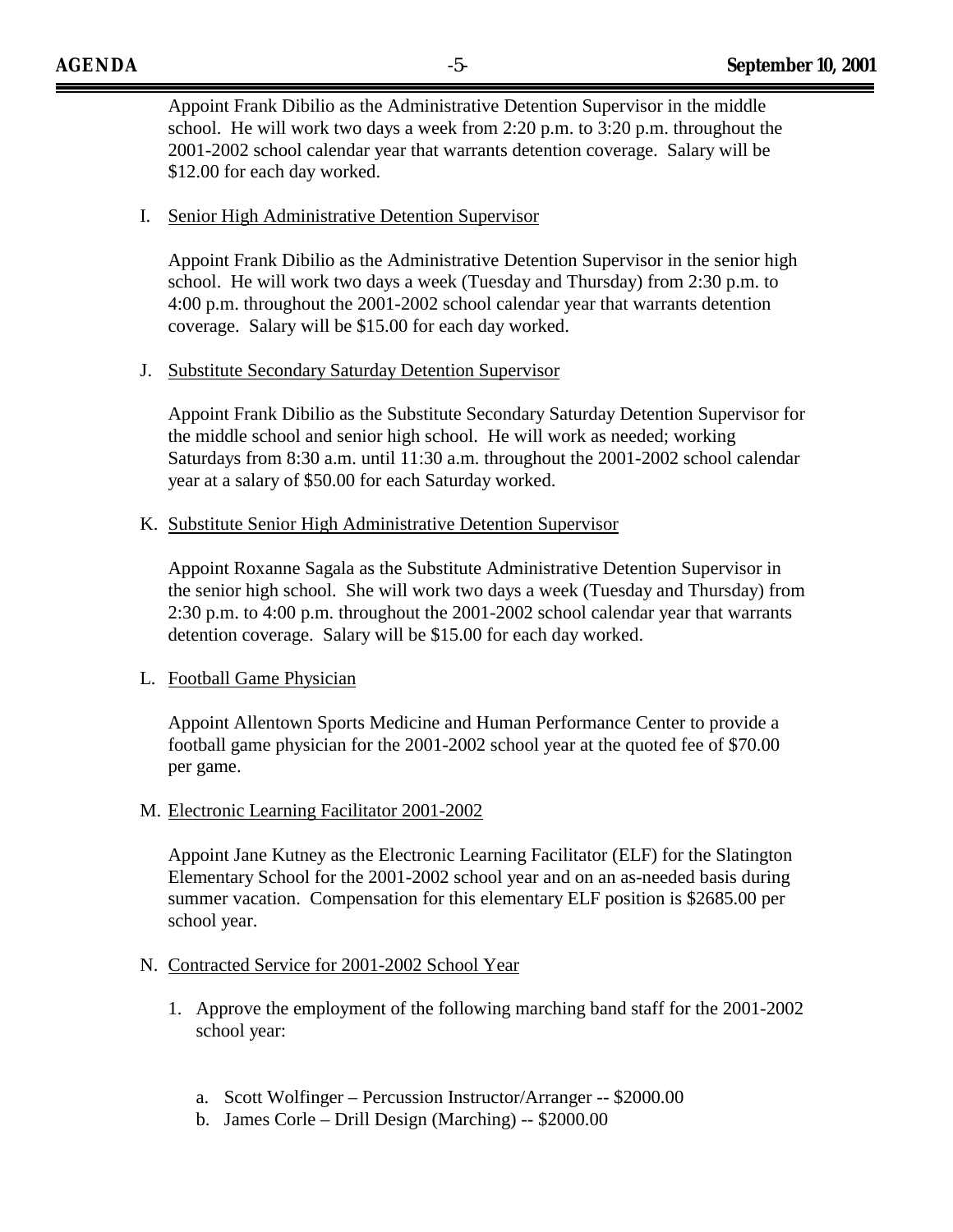Appoint Frank Dibilio as the Administrative Detention Supervisor in the middle school. He will work two days a week from 2:20 p.m. to 3:20 p.m. throughout the 2001-2002 school calendar year that warrants detention coverage. Salary will be $12.00 for each day worked.

I. Senior High Administrative Detention Supervisor

Appoint Frank Dibilio as the Administrative Detention Supervisor in the senior high school. He will work two days a week (Tuesday and Thursday) from 2:30 p.m. to 4:00 p.m. throughout the 2001-2002 school calendar year that warrants detention coverage. Salary will be $15.00 for each day worked.

J. Substitute Secondary Saturday Detention Supervisor

Appoint Frank Dibilio as the Substitute Secondary Saturday Detention Supervisor for the middle school and senior high school. He will work as needed; working Saturdays from 8:30 a.m. until 11:30 a.m. throughout the 2001-2002 school calendar year at a salary of $50.00 for each Saturday worked.

K. Substitute Senior High Administrative Detention Supervisor

Appoint Roxanne Sagala as the Substitute Administrative Detention Supervisor in the senior high school. She will work two days a week (Tuesday and Thursday) from 2:30 p.m. to 4:00 p.m. throughout the 2001-2002 school calendar year that warrants detention coverage. Salary will be $15.00 for each day worked.

L. Football Game Physician

Appoint Allentown Sports Medicine and Human Performance Center to provide a football game physician for the 2001-2002 school year at the quoted fee of $70.00 per game.

M. Electronic Learning Facilitator 2001-2002

Appoint Jane Kutney as the Electronic Learning Facilitator (ELF) for the Slatington Elementary School for the 2001-2002 school year and on an as-needed basis during summer vacation. Compensation for this elementary ELF position is $2685.00 per school year.

N. Contracted Service for 2001-2002 School Year

1. Approve the employment of the following marching band staff for the 2001-2002 school year:

   a. Scott Wolfinger – Percussion Instructor/Arranger -- $2000.00
   b. James Corle – Drill Design (Marching) -- $2000.00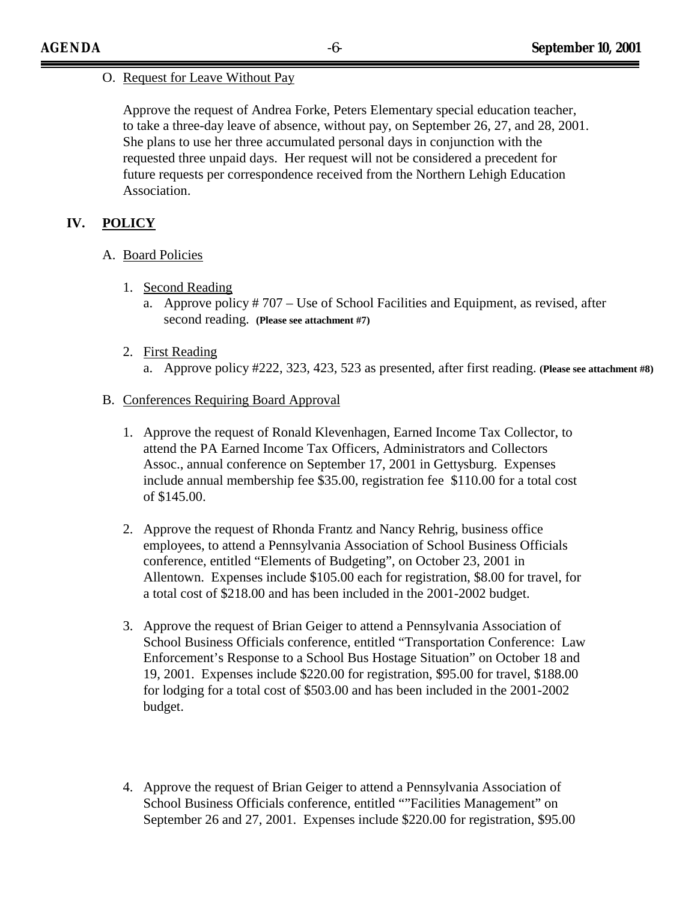O. Request for Leave Without Pay

Approve the request of Andrea Forke, Peters Elementary special education teacher, to take a three-day leave of absence, without pay, on September 26, 27, and 28, 2001. She plans to use her three accumulated personal days in conjunction with the requested three unpaid days. Her request will not be considered a precedent for future requests per correspondence received from the Northern Lehigh Education Association.

## IV. POLICY

A. Board Policies

1. Second Reading
   a. Approve policy # 707 – Use of School Facilities and Equipment, as revised, after second reading. **(Please see attachment #7)**

2. First Reading
   a. Approve policy #222, 323, 423, 523 as presented, after first reading. **(Please see attachment #8)**

B. Conferences Requiring Board Approval

1. Approve the request of Ronald Klevenhagen, Earned Income Tax Collector, to attend the PA Earned Income Tax Officers, Administrators and Collectors Assoc., annual conference on September 17, 2001 in Gettysburg. Expenses include annual membership fee $35.00, registration fee $110.00 for a total cost of $145.00.

2. Approve the request of Rhonda Frantz and Nancy Rehrig, business office employees, to attend a Pennsylvania Association of School Business Officials conference, entitled "Elements of Budgeting", on October 23, 2001 in Allentown. Expenses include $105.00 each for registration, $8.00 for travel, for a total cost of $218.00 and has been included in the 2001-2002 budget.

3. Approve the request of Brian Geiger to attend a Pennsylvania Association of School Business Officials conference, entitled "Transportation Conference: Law Enforcement's Response to a School Bus Hostage Situation" on October 18 and 19, 2001. Expenses include $220.00 for registration, $95.00 for travel, $188.00 for lodging for a total cost of $503.00 and has been included in the 2001-2002 budget.

4. Approve the request of Brian Geiger to attend a Pennsylvania Association of School Business Officials conference, entitled ""Facilities Management" on September 26 and 27, 2001. Expenses include $220.00 for registration, $95.00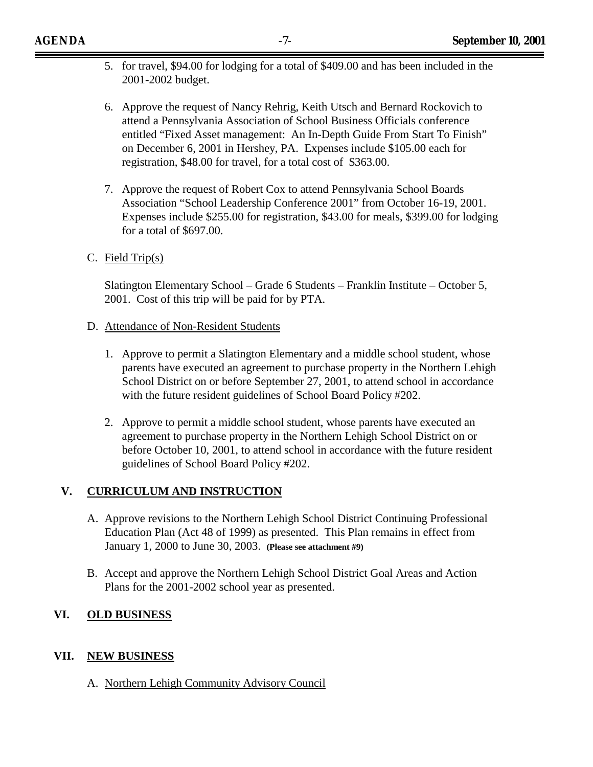5. for travel, $94.00 for lodging for a total of $409.00 and has been included in the 2001-2002 budget.

6. Approve the request of Nancy Rehrig, Keith Utsch and Bernard Rockovich to attend a Pennsylvania Association of School Business Officials conference entitled "Fixed Asset management: An In-Depth Guide From Start To Finish" on December 6, 2001 in Hershey, PA. Expenses include $105.00 each for registration, $48.00 for travel, for a total cost of $363.00.

7. Approve the request of Robert Cox to attend Pennsylvania School Boards Association "School Leadership Conference 2001" from October 16-19, 2001. Expenses include $255.00 for registration, $43.00 for meals, $399.00 for lodging for a total of $697.00.

C. <u>Field Trip(s)</u>

Slatington Elementary School – Grade 6 Students – Franklin Institute – October 5, 2001. Cost of this trip will be paid for by PTA.

D. <u>Attendance of Non-Resident Students</u>

1. Approve to permit a Slatington Elementary and a middle school student, whose parents have executed an agreement to purchase property in the Northern Lehigh School District on or before September 27, 2001, to attend school in accordance with the future resident guidelines of School Board Policy #202.

2. Approve to permit a middle school student, whose parents have executed an agreement to purchase property in the Northern Lehigh School District on or before October 10, 2001, to attend school in accordance with the future resident guidelines of School Board Policy #202.

## V. CURRICULUM AND INSTRUCTION

A. Approve revisions to the Northern Lehigh School District Continuing Professional Education Plan (Act 48 of 1999) as presented. This Plan remains in effect from January 1, 2000 to June 30, 2003. **(Please see attachment #9)**

B. Accept and approve the Northern Lehigh School District Goal Areas and Action Plans for the 2001-2002 school year as presented.

## VI. OLD BUSINESS

## VII. NEW BUSINESS

A. <u>Northern Lehigh Community Advisory Council</u>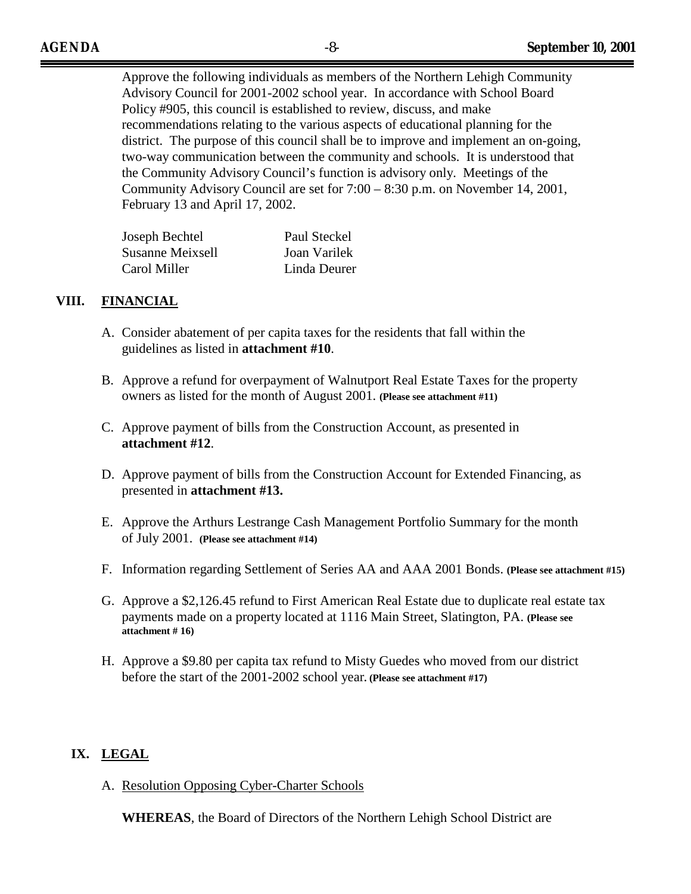Approve the following individuals as members of the Northern Lehigh Community Advisory Council for 2001-2002 school year. In accordance with School Board Policy #905, this council is established to review, discuss, and make recommendations relating to the various aspects of educational planning for the district. The purpose of this council shall be to improve and implement an on-going, two-way communication between the community and schools. It is understood that the Community Advisory Council's function is advisory only. Meetings of the Community Advisory Council are set for 7:00 – 8:30 p.m. on November 14, 2001, February 13 and April 17, 2002.

| | |
|---|---|
| Joseph Bechtel | Paul Steckel |
| Susanne Meixsell | Joan Varilek |
| Carol Miller | Linda Deurer |

## VIII. FINANCIAL

A. Consider abatement of per capita taxes for the residents that fall within the guidelines as listed in **attachment #10**.

B. Approve a refund for overpayment of Walnutport Real Estate Taxes for the property owners as listed for the month of August 2001. **(Please see attachment #11)**

C. Approve payment of bills from the Construction Account, as presented in **attachment #12**.

D. Approve payment of bills from the Construction Account for Extended Financing, as presented in **attachment #13.**

E. Approve the Arthurs Lestrange Cash Management Portfolio Summary for the month of July 2001. **(Please see attachment #14)**

F. Information regarding Settlement of Series AA and AAA 2001 Bonds. **(Please see attachment #15)**

G. Approve a $2,126.45 refund to First American Real Estate due to duplicate real estate tax payments made on a property located at 1116 Main Street, Slatington, PA. **(Please see attachment # 16)**

H. Approve a $9.80 per capita tax refund to Misty Guedes who moved from our district before the start of the 2001-2002 school year. **(Please see attachment #17)**

## IX. LEGAL

A. Resolution Opposing Cyber-Charter Schools

**WHEREAS**, the Board of Directors of the Northern Lehigh School District are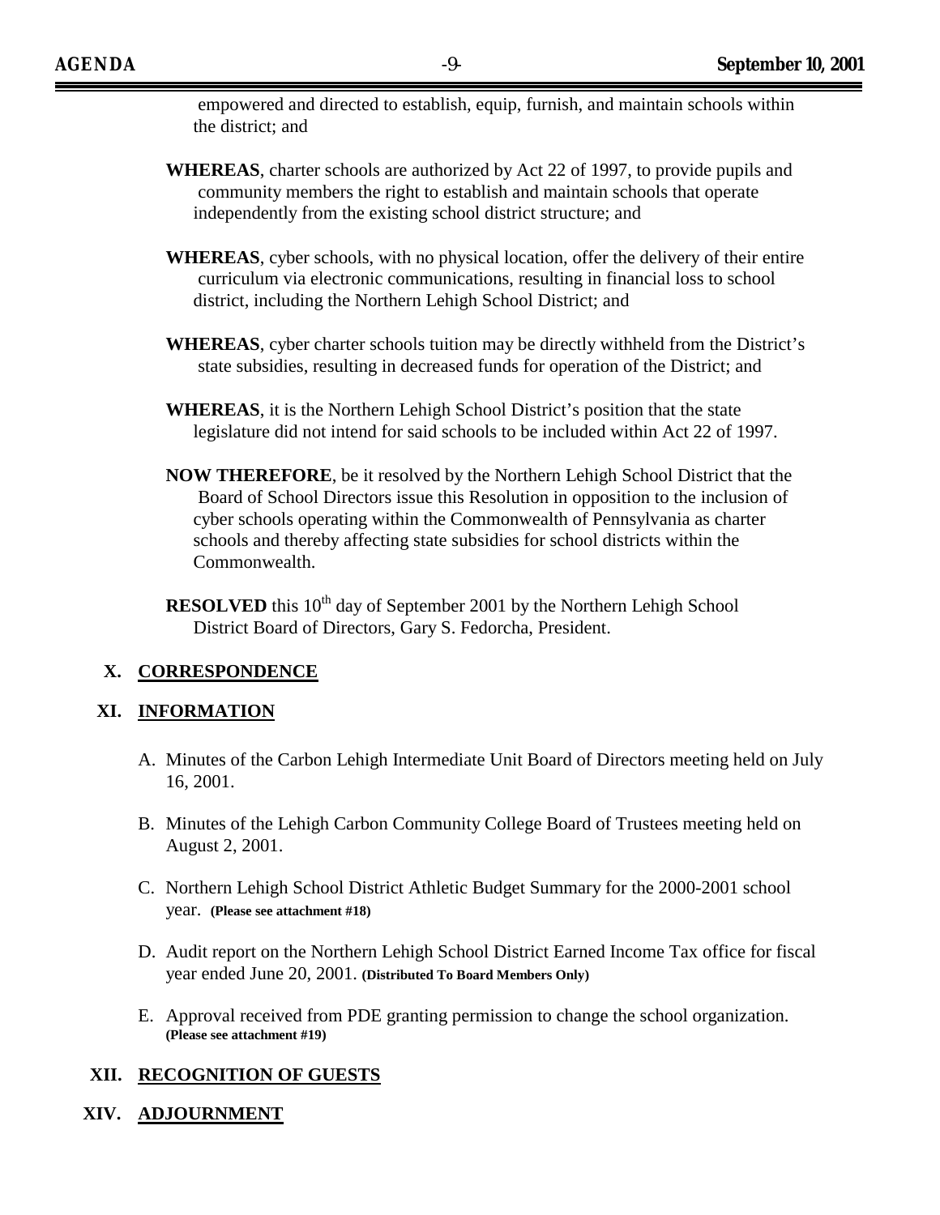empowered and directed to establish, equip, furnish, and maintain schools within the district; and

**WHEREAS**, charter schools are authorized by Act 22 of 1997, to provide pupils and community members the right to establish and maintain schools that operate independently from the existing school district structure; and

**WHEREAS**, cyber schools, with no physical location, offer the delivery of their entire curriculum via electronic communications, resulting in financial loss to school district, including the Northern Lehigh School District; and

**WHEREAS**, cyber charter schools tuition may be directly withheld from the District's state subsidies, resulting in decreased funds for operation of the District; and

**WHEREAS**, it is the Northern Lehigh School District's position that the state legislature did not intend for said schools to be included within Act 22 of 1997.

**NOW THEREFORE**, be it resolved by the Northern Lehigh School District that the Board of School Directors issue this Resolution in opposition to the inclusion of cyber schools operating within the Commonwealth of Pennsylvania as charter schools and thereby affecting state subsidies for school districts within the Commonwealth.

**RESOLVED** this 10th day of September 2001 by the Northern Lehigh School District Board of Directors, Gary S. Fedorcha, President.

## X. CORRESPONDENCE

## XI. INFORMATION

A. Minutes of the Carbon Lehigh Intermediate Unit Board of Directors meeting held on July 16, 2001.

B. Minutes of the Lehigh Carbon Community College Board of Trustees meeting held on August 2, 2001.

C. Northern Lehigh School District Athletic Budget Summary for the 2000-2001 school year. **(Please see attachment #18)**

D. Audit report on the Northern Lehigh School District Earned Income Tax office for fiscal year ended June 20, 2001. **(Distributed To Board Members Only)**

E. Approval received from PDE granting permission to change the school organization. **(Please see attachment #19)**

## XII. RECOGNITION OF GUESTS

## XIV. ADJOURNMENT